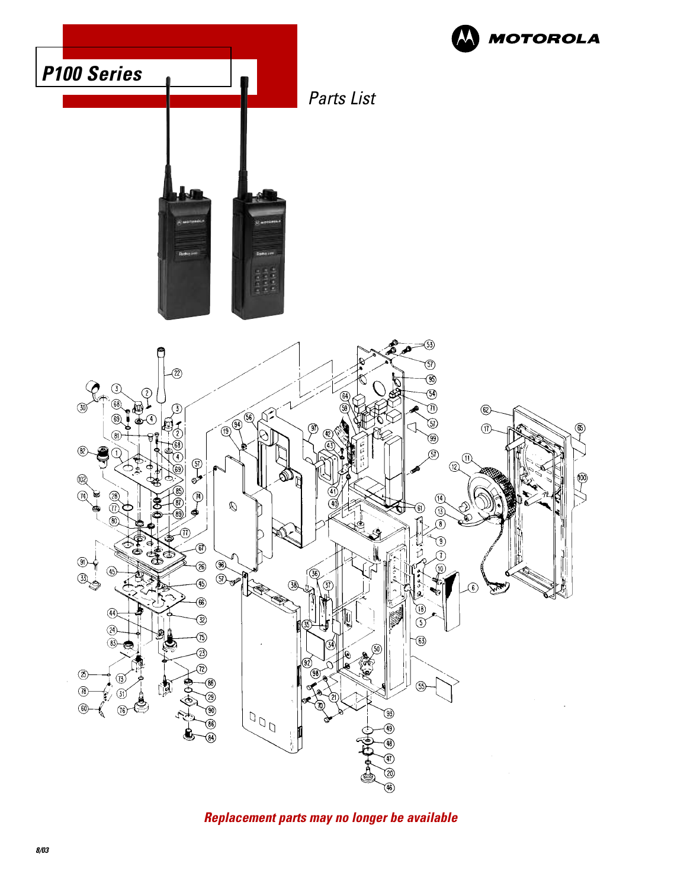# P100 Series

MOTOROLA

*Parts List*

***Replacement parts may no longer be available***

8/03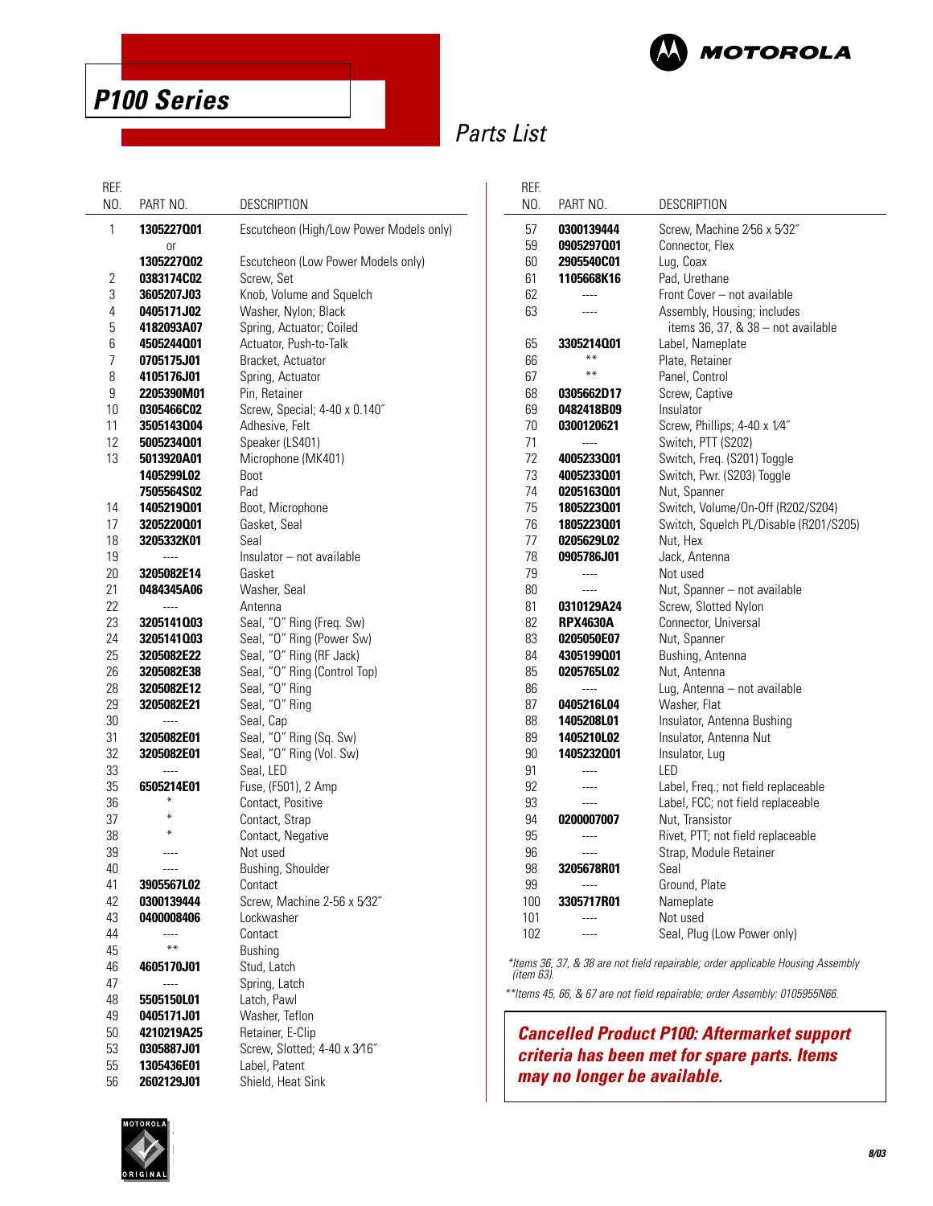# P100 Series

## Parts List

| REF. NO. | PART NO. | DESCRIPTION |
|---|---|---|
| 1 | **1305227Q01** | Escutcheon (High/Low Power Models only) |
| | or | |
| | **1305227Q02** | Escutcheon (Low Power Models only) |
| 2 | **0383174C02** | Screw, Set |
| 3 | **3605207J03** | Knob, Volume and Squelch |
| 4 | **0405171J02** | Washer, Nylon; Black |
| 5 | **4182093A07** | Spring, Actuator; Coiled |
| 6 | **4505244Q01** | Actuator, Push-to-Talk |
| 7 | **0705175J01** | Bracket, Actuator |
| 8 | **4105176J01** | Spring, Actuator |
| 9 | **2205390M01** | Pin, Retainer |
| 10 | **0305466C02** | Screw, Special; 4-40 x 0.140″ |
| 11 | **3505143Q04** | Adhesive, Felt |
| 12 | **5005234Q01** | Speaker (LS401) |
| 13 | **5013920A01** | Microphone (MK401) |
| | **1405299L02** | Boot |
| | **7505564S02** | Pad |
| 14 | **1405219Q01** | Boot, Microphone |
| 17 | **3205220Q01** | Gasket, Seal |
| 18 | **3205332K01** | Seal |
| 19 | ---- | Insulator – not available |
| 20 | **3205082E14** | Gasket |
| 21 | **0484345A06** | Washer, Seal |
| 22 | ---- | Antenna |
| 23 | **3205141Q03** | Seal, "O" Ring (Freq. Sw) |
| 24 | **3205141Q03** | Seal, "O" Ring (Power Sw) |
| 25 | **3205082E22** | Seal, "O" Ring (RF Jack) |
| 26 | **3205082E38** | Seal, "O" Ring (Control Top) |
| 28 | **3205082E12** | Seal, "O" Ring |
| 29 | **3205082E21** | Seal, "O" Ring |
| 30 | ---- | Seal, Cap |
| 31 | **3205082E01** | Seal, "O" Ring (Sq. Sw) |
| 32 | **3205082E01** | Seal, "O" Ring (Vol. Sw) |
| 33 | ---- | Seal, LED |
| 35 | **6505214E01** | Fuse, (F501), 2 Amp |
| 36 | * | Contact, Positive |
| 37 | * | Contact, Strap |
| 38 | * | Contact, Negative |
| 39 | ---- | Not used |
| 40 | ---- | Bushing, Shoulder |
| 41 | **3905567L02** | Contact |
| 42 | **0300139444** | Screw, Machine 2-56 x 5⁄32″ |
| 43 | **0400008406** | Lockwasher |
| 44 | ---- | Contact |
| 45 | ** | Bushing |
| 46 | **4605170J01** | Stud, Latch |
| 47 | ---- | Spring, Latch |
| 48 | **5505150L01** | Latch, Pawl |
| 49 | **0405171J01** | Washer, Teflon |
| 50 | **4210219A25** | Retainer, E-Clip |
| 53 | **0305887J01** | Screw, Slotted; 4-40 x 3⁄16″ |
| 55 | **1305436E01** | Label, Patent |
| 56 | **2602129J01** | Shield, Heat Sink |
| 57 | **0300139444** | Screw, Machine 2⁄56 x 5⁄32″ |
| 59 | **0905297Q01** | Connector, Flex |
| 60 | **2905540C01** | Lug, Coax |
| 61 | **1105668K16** | Pad, Urethane |
| 62 | ---- | Front Cover – not available |
| 63 | ---- | Assembly, Housing; includes items 36, 37, & 38 – not available |
| 65 | **3305214Q01** | Label, Nameplate |
| 66 | ** | Plate, Retainer |
| 67 | ** | Panel, Control |
| 68 | **0305662D17** | Screw, Captive |
| 69 | **0482418B09** | Insulator |
| 70 | **0300120621** | Screw, Phillips; 4-40 x 1⁄4″ |
| 71 | ---- | Switch, PTT (S202) |
| 72 | **4005233Q01** | Switch, Freq. (S201) Toggle |
| 73 | **4005233Q01** | Switch, Pwr. (S203) Toggle |
| 74 | **0205163Q01** | Nut, Spanner |
| 75 | **1805223Q01** | Switch, Volume/On-Off (R202/S204) |
| 76 | **1805223Q01** | Switch, Squelch PL/Disable (R201/S205) |
| 77 | **0205629L02** | Nut, Hex |
| 78 | **0905786J01** | Jack, Antenna |
| 79 | ---- | Not used |
| 80 | ---- | Nut, Spanner – not available |
| 81 | **0310129A24** | Screw, Slotted Nylon |
| 82 | **RPX4630A** | Connector, Universal |
| 83 | **0205050E07** | Nut, Spanner |
| 84 | **4305199Q01** | Bushing, Antenna |
| 85 | **0205765L02** | Nut, Antenna |
| 86 | ---- | Lug, Antenna – not available |
| 87 | **0405216L04** | Washer, Flat |
| 88 | **1405208L01** | Insulator, Antenna Bushing |
| 89 | **1405210L02** | Insulator, Antenna Nut |
| 90 | **1405232Q01** | Insulator, Lug |
| 91 | ---- | LED |
| 92 | ---- | Label, Freq.; not field replaceable |
| 93 | ---- | Label, FCC; not field replaceable |
| 94 | **0200007007** | Nut, Transistor |
| 95 | ---- | Rivet, PTT; not field replaceable |
| 96 | ---- | Strap, Module Retainer |
| 98 | **3205678R01** | Seal |
| 99 | ---- | Ground, Plate |
| 100 | **3305717R01** | Nameplate |
| 101 | ---- | Not used |
| 102 | ---- | Seal, Plug (Low Power only) |

*\*Items 36, 37, & 38 are not field repairable; order applicable Housing Assembly (item 63).*

*\*\*Items 45, 66, & 67 are not field repairable; order Assembly: 0105955N66.*

***Cancelled Product P100: Aftermarket support criteria has been met for spare parts. Items may no longer be available.***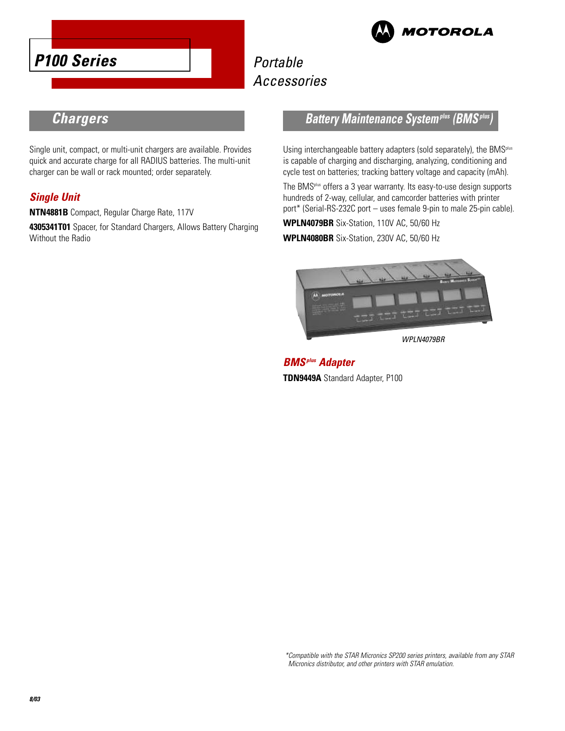# P100 Series

*Portable Accessories*

## Chargers

Single unit, compact, or multi-unit chargers are available. Provides quick and accurate charge for all RADIUS batteries. The multi-unit charger can be wall or rack mounted; order separately.

### *Single Unit*

**NTN4881B** Compact, Regular Charge Rate, 117V

**4305341T01** Spacer, for Standard Chargers, Allows Battery Charging Without the Radio

## Battery Maintenance System^plus (BMS^plus)

Using interchangeable battery adapters (sold separately), the BMS^plus is capable of charging and discharging, analyzing, conditioning and cycle test on batteries; tracking battery voltage and capacity (mAh).

The BMS^plus offers a 3 year warranty. Its easy-to-use design supports hundreds of 2-way, cellular, and camcorder batteries with printer port* (Serial-RS-232C port – uses female 9-pin to male 25-pin cable).

**WPLN4079BR** Six-Station, 110V AC, 50/60 Hz

**WPLN4080BR** Six-Station, 230V AC, 50/60 Hz

*WPLN4079BR*

### *BMS^plus Adapter*

**TDN9449A** Standard Adapter, P100

*Compatible with the STAR Micronics SP200 series printers, available from any STAR Micronics distributor, and other printers with STAR emulation.*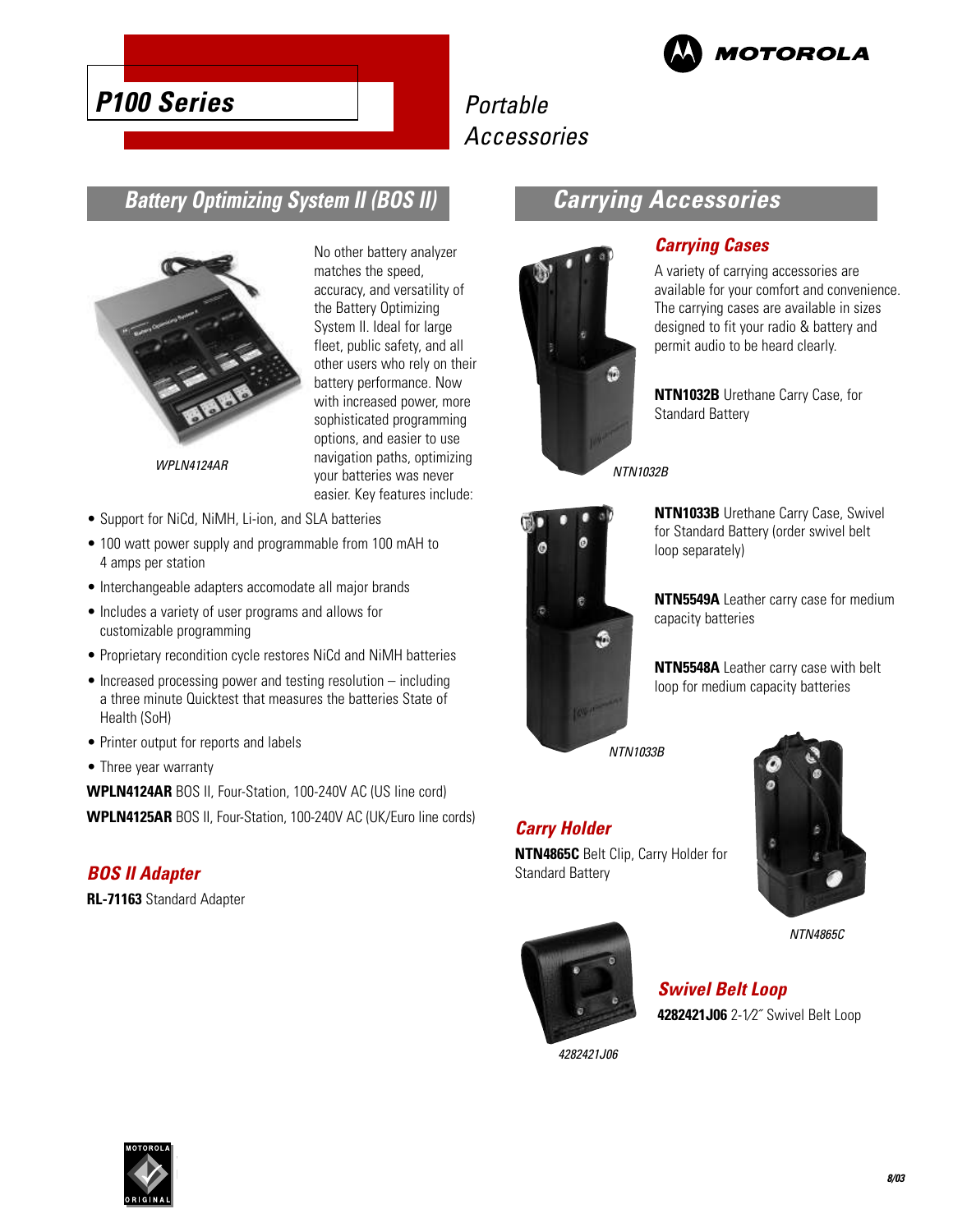# P100 Series

Portable Accessories

## Battery Optimizing System II (BOS II)

WPLN4124AR

No other battery analyzer matches the speed, accuracy, and versatility of the Battery Optimizing System II. Ideal for large fleet, public safety, and all other users who rely on their battery performance. Now with increased power, more sophisticated programming options, and easier to use navigation paths, optimizing your batteries was never easier. Key features include:

- Support for NiCd, NiMH, Li-ion, and SLA batteries
- 100 watt power supply and programmable from 100 mAH to 4 amps per station
- Interchangeable adapters accomodate all major brands
- Includes a variety of user programs and allows for customizable programming
- Proprietary recondition cycle restores NiCd and NiMH batteries
- Increased processing power and testing resolution – including a three minute Quicktest that measures the batteries State of Health (SoH)
- Printer output for reports and labels
- Three year warranty

**WPLN4124AR** BOS II, Four-Station, 100-240V AC (US line cord)

**WPLN4125AR** BOS II, Four-Station, 100-240V AC (UK/Euro line cords)

### BOS II Adapter

**RL-71163** Standard Adapter

## Carrying Accessories

### Carrying Cases

A variety of carrying accessories are available for your comfort and convenience. The carrying cases are available in sizes designed to fit your radio & battery and permit audio to be heard clearly.

**NTN1032B** Urethane Carry Case, for Standard Battery

NTN1032B

**NTN1033B** Urethane Carry Case, Swivel for Standard Battery (order swivel belt loop separately)

**NTN5549A** Leather carry case for medium capacity batteries

**NTN5548A** Leather carry case with belt loop for medium capacity batteries

NTN1033B

### Carry Holder

**NTN4865C** Belt Clip, Carry Holder for Standard Battery

NTN4865C

### Swivel Belt Loop

**4282421J06** 2-1⁄2˝ Swivel Belt Loop

4282421J06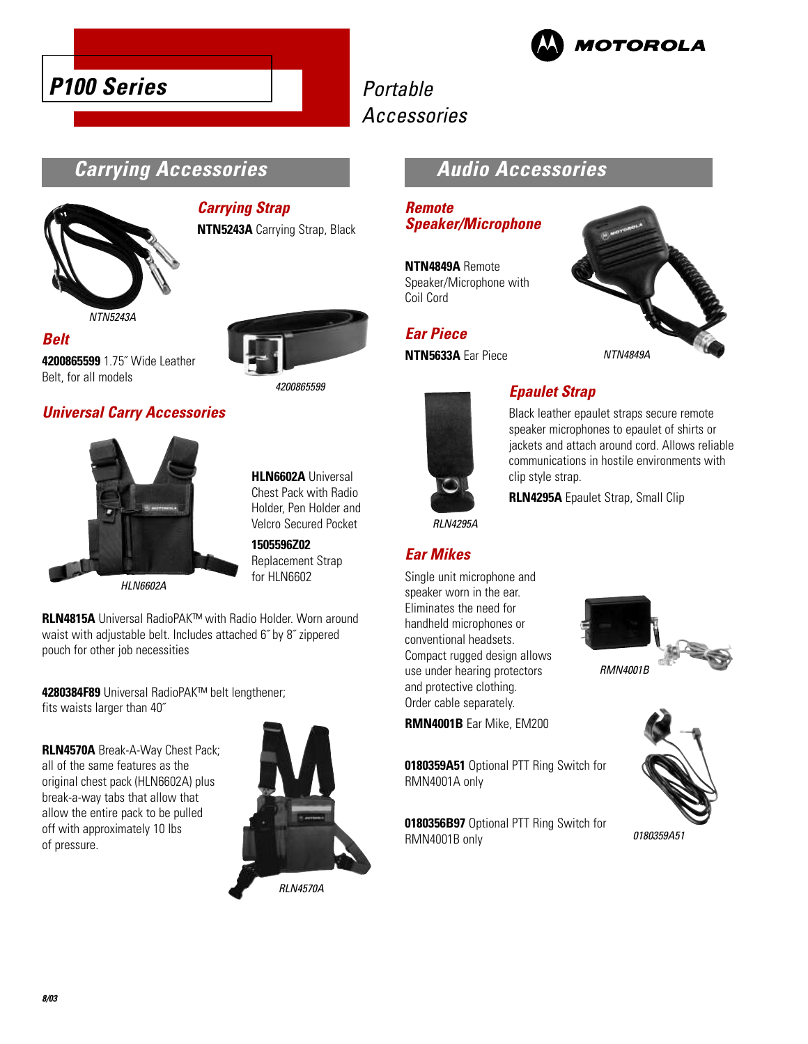# P100 Series

# Portable Accessories

## Carrying Accessories

### Carrying Strap

**NTN5243A** Carrying Strap, Black

NTN5243A

### Belt

**4200865599** 1.75˝ Wide Leather Belt, for all models

4200865599

### Universal Carry Accessories

**HLN6602A** Universal Chest Pack with Radio Holder, Pen Holder and Velcro Secured Pocket

**1505596Z02** Replacement Strap for HLN6602

HLN6602A

**RLN4815A** Universal RadioPAK™ with Radio Holder. Worn around waist with adjustable belt. Includes attached 6˝ by 8˝ zippered pouch for other job necessities

**4280384F89** Universal RadioPAK™ belt lengthener; fits waists larger than 40˝

**RLN4570A** Break-A-Way Chest Pack; all of the same features as the original chest pack (HLN6602A) plus break-a-way tabs that allow that allow the entire pack to be pulled off with approximately 10 lbs of pressure.

RLN4570A

## Audio Accessories

### Remote Speaker/Microphone

**NTN4849A** Remote Speaker/Microphone with Coil Cord

NTN4849A

### Ear Piece

**NTN5633A** Ear Piece

### Epaulet Strap

Black leather epaulet straps secure remote speaker microphones to epaulet of shirts or jackets and attach around cord. Allows reliable communications in hostile environments with clip style strap.

**RLN4295A** Epaulet Strap, Small Clip

RLN4295A

### Ear Mikes

Single unit microphone and speaker worn in the ear. Eliminates the need for handheld microphones or conventional headsets. Compact rugged design allows use under hearing protectors and protective clothing. Order cable separately.

**RMN4001B** Ear Mike, EM200

RMN4001B

**0180359A51** Optional PTT Ring Switch for RMN4001A only

**0180356B97** Optional PTT Ring Switch for RMN4001B only

0180359A51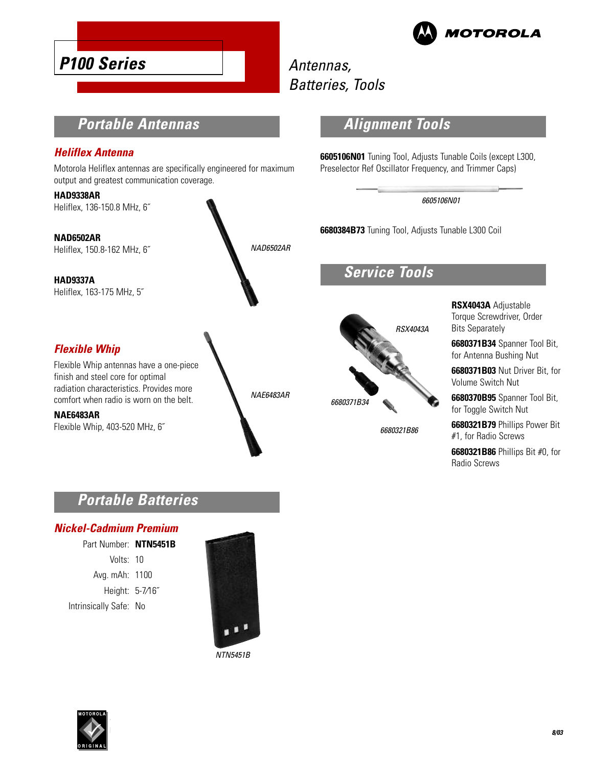# P100 Series

Antennas, Batteries, Tools

## Portable Antennas

### Heliflex Antenna

Motorola Heliflex antennas are specifically engineered for maximum output and greatest communication coverage.

**HAD9338AR**
Heliflex, 136-150.8 MHz, 6˝

**NAD6502AR**
Heliflex, 150.8-162 MHz, 6˝

**HAD9337A**
Heliflex, 163-175 MHz, 5˝

NAD6502AR

### Flexible Whip

Flexible Whip antennas have a one-piece finish and steel core for optimal radiation characteristics. Provides more comfort when radio is worn on the belt.

**NAE6483AR**
Flexible Whip, 403-520 MHz, 6˝

NAE6483AR

## Portable Batteries

### Nickel-Cadmium Premium

| | |
|---|---|
| Part Number: | **NTN5451B** |
| Volts: | 10 |
| Avg. mAh: | 1100 |
| Height: | 5-7⁄16˝ |
| Intrinsically Safe: | No |

NTN5451B

## Alignment Tools

**6605106N01** Tuning Tool, Adjusts Tunable Coils (except L300, Preselector Ref Oscillator Frequency, and Trimmer Caps)

6605106N01

**6680384B73** Tuning Tool, Adjusts Tunable L300 Coil

## Service Tools

RSX4043A

6680371B34

6680321B86

**RSX4043A** Adjustable Torque Screwdriver, Order Bits Separately

**6680371B34** Spanner Tool Bit, for Antenna Bushing Nut

**6680371B03** Nut Driver Bit, for Volume Switch Nut

**6680370B95** Spanner Tool Bit, for Toggle Switch Nut

**6680321B79** Phillips Power Bit #1, for Radio Screws

**6680321B86** Phillips Bit #0, for Radio Screws

8/03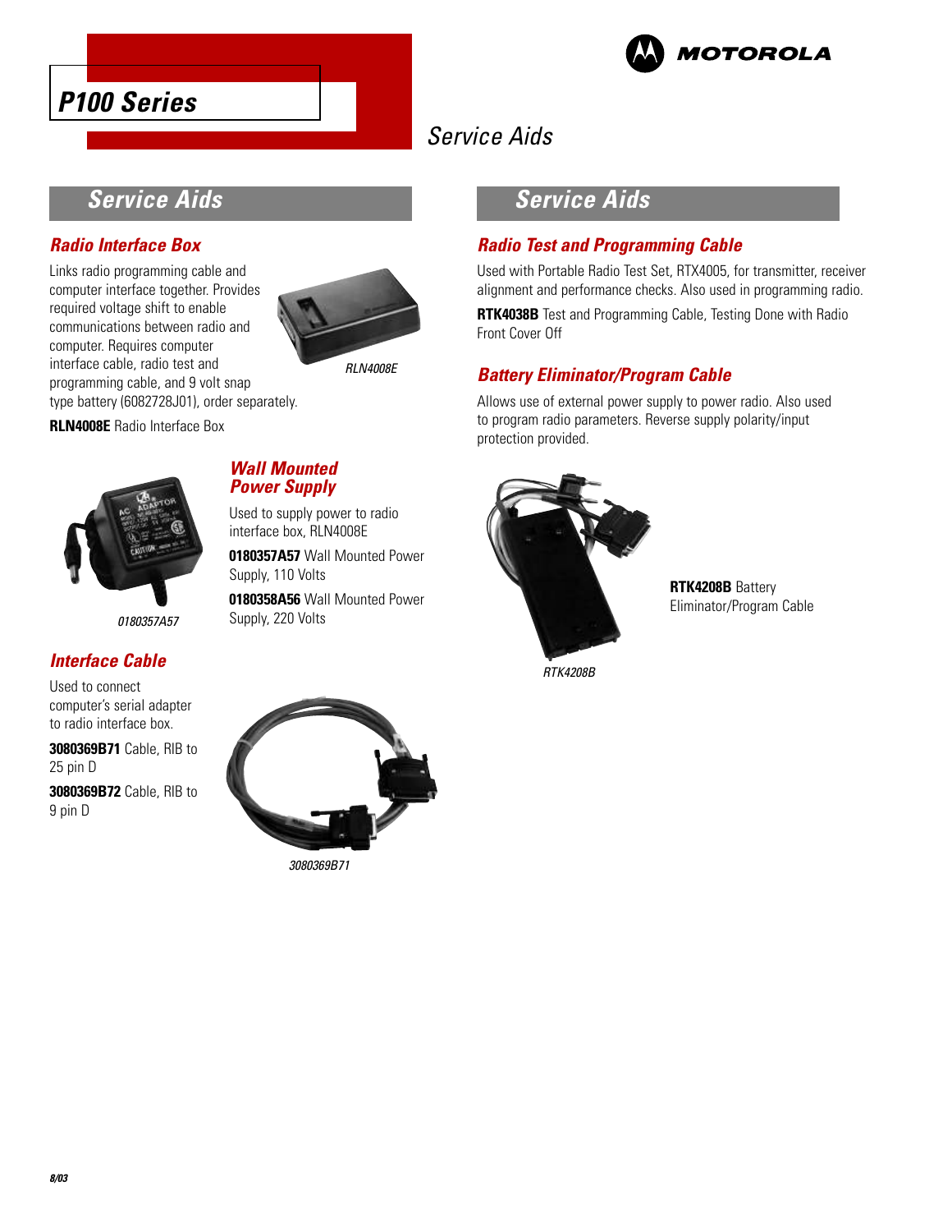# P100 Series

# Service Aids

## Service Aids

### Radio Interface Box

Links radio programming cable and computer interface together. Provides required voltage shift to enable communications between radio and computer. Requires computer interface cable, radio test and programming cable, and 9 volt snap type battery (6082728J01), order separately.

RLN4008E

**RLN4008E** Radio Interface Box

### Wall Mounted Power Supply

Used to supply power to radio interface box, RLN4008E

**0180357A57** Wall Mounted Power Supply, 110 Volts

**0180358A56** Wall Mounted Power Supply, 220 Volts

0180357A57

### Interface Cable

Used to connect computer's serial adapter to radio interface box.

**3080369B71** Cable, RIB to 25 pin D

**3080369B72** Cable, RIB to 9 pin D

3080369B71

## Service Aids

### Radio Test and Programming Cable

Used with Portable Radio Test Set, RTX4005, for transmitter, receiver alignment and performance checks. Also used in programming radio.

**RTK4038B** Test and Programming Cable, Testing Done with Radio Front Cover Off

### Battery Eliminator/Program Cable

Allows use of external power supply to power radio. Also used to program radio parameters. Reverse supply polarity/input protection provided.

**RTK4208B** Battery Eliminator/Program Cable

RTK4208B

8/03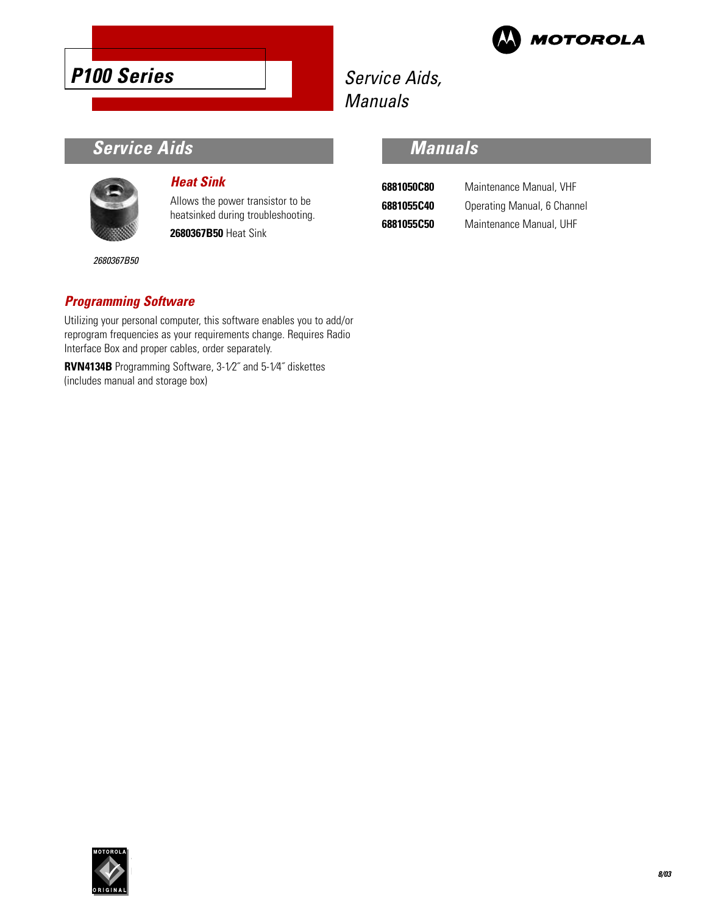# P100 Series

## Service Aids, Manuals

## Service Aids

### Heat Sink

Allows the power transistor to be heatsinked during troubleshooting.

**2680367B50** Heat Sink

*2680367B50*

### Programming Software

Utilizing your personal computer, this software enables you to add/or reprogram frequencies as your requirements change. Requires Radio Interface Box and proper cables, order separately.

**RVN4134B** Programming Software, 3-1⁄2˝ and 5-1⁄4˝ diskettes (includes manual and storage box)

## Manuals

| | |
|---|---|
| **6881050C80** | Maintenance Manual, VHF |
| **6881055C40** | Operating Manual, 6 Channel |
| **6881055C50** | Maintenance Manual, UHF |

8/03